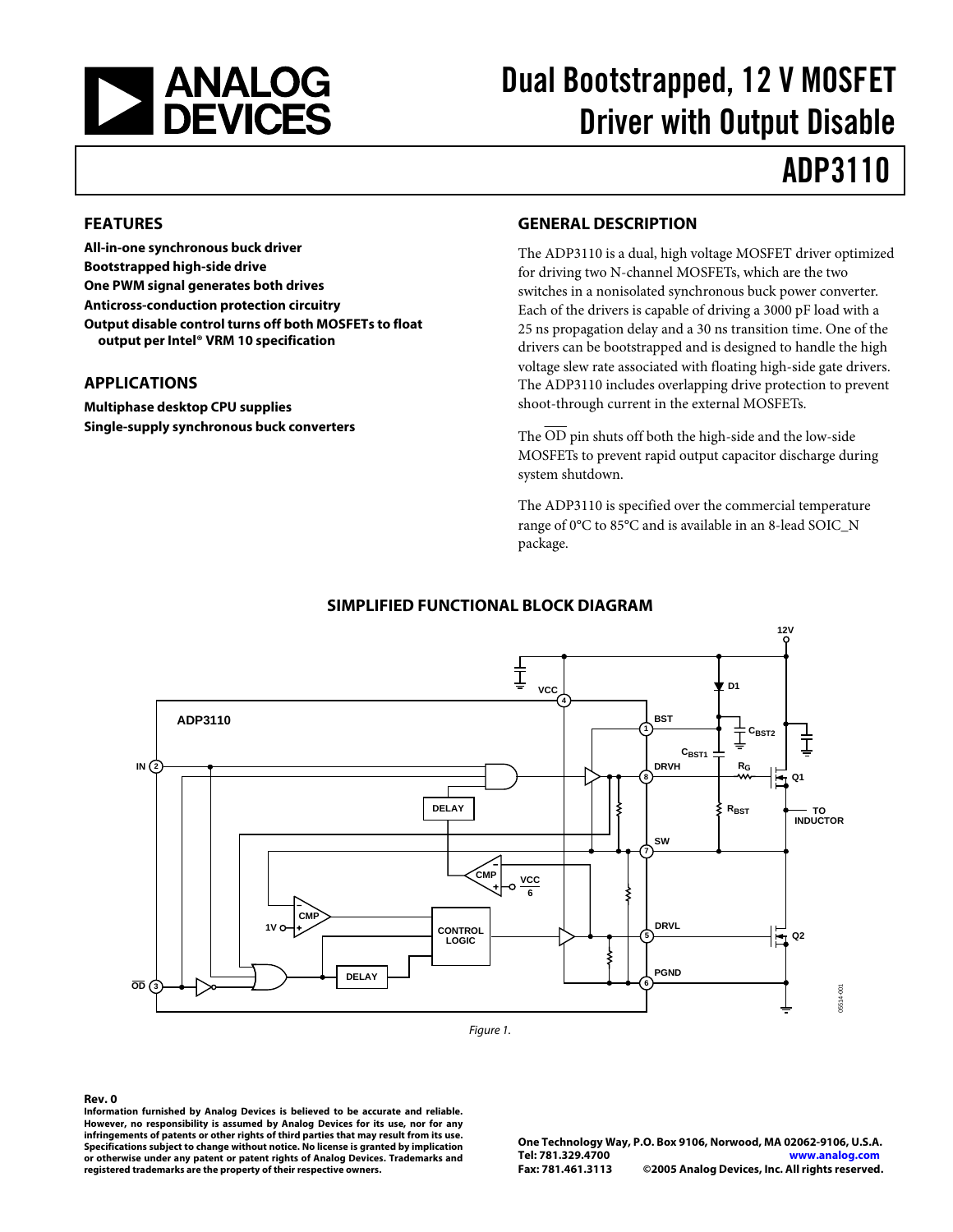# Dual Bootstrapped, 12 V MOSFET Driver with Output Disable

# ADP3110

## FEATURES

**All-in-one synchronous buck driver**
**Bootstrapped high-side drive**
**One PWM signal generates both drives**
**Anticross-conduction protection circuitry**
**Output disable control turns off both MOSFETs to float output per Intel® VRM 10 specification**

## APPLICATIONS

**Multiphase desktop CPU supplies**
**Single-supply synchronous buck converters**

## GENERAL DESCRIPTION

The ADP3110 is a dual, high voltage MOSFET driver optimized for driving two N-channel MOSFETs, which are the two switches in a nonisolated synchronous buck power converter. Each of the drivers is capable of driving a 3000 pF load with a 25 ns propagation delay and a 30 ns transition time. One of the drivers can be bootstrapped and is designed to handle the high voltage slew rate associated with floating high-side gate drivers. The ADP3110 includes overlapping drive protection to prevent shoot-through current in the external MOSFETs.

The $\overline{OD}$ pin shuts off both the high-side and the low-side MOSFETs to prevent rapid output capacitor discharge during system shutdown.

The ADP3110 is specified over the commercial temperature range of 0°C to 85°C and is available in an 8-lead SOIC_N package.

## SIMPLIFIED FUNCTIONAL BLOCK DIAGRAM

*Figure 1.*

**Rev. 0**

**Information furnished by Analog Devices is believed to be accurate and reliable. However, no responsibility is assumed by Analog Devices for its use, nor for any infringements of patents or other rights of third parties that may result from its use. Specifications subject to change without notice. No license is granted by implication or otherwise under any patent or patent rights of Analog Devices. Trademarks and registered trademarks are the property of their respective owners.**

**One Technology Way, P.O. Box 9106, Norwood, MA 02062-9106, U.S.A.**
**Tel: 781.329.4700** **www.analog.com**
**Fax: 781.461.3113** **©2005 Analog Devices, Inc. All rights reserved.**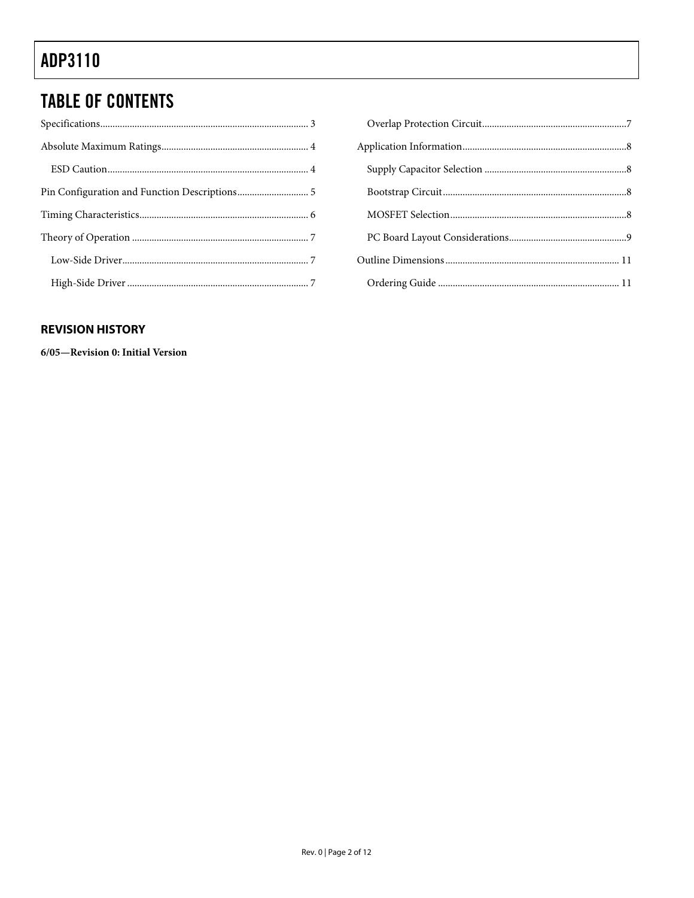## TABLE OF CONTENTS

Specifications .... 3
Absolute Maximum Ratings .... 4
  ESD Caution .... 4
Pin Configuration and Function Descriptions .... 5
Timing Characteristics .... 6
Theory of Operation .... 7
  Low-Side Driver .... 7
  High-Side Driver .... 7
  Overlap Protection Circuit .... 7
Application Information .... 8
  Supply Capacitor Selection .... 8
  Bootstrap Circuit .... 8
  MOSFET Selection .... 8
  PC Board Layout Considerations .... 9
Outline Dimensions .... 11
  Ordering Guide .... 11

### REVISION HISTORY

**6/05—Revision 0: Initial Version**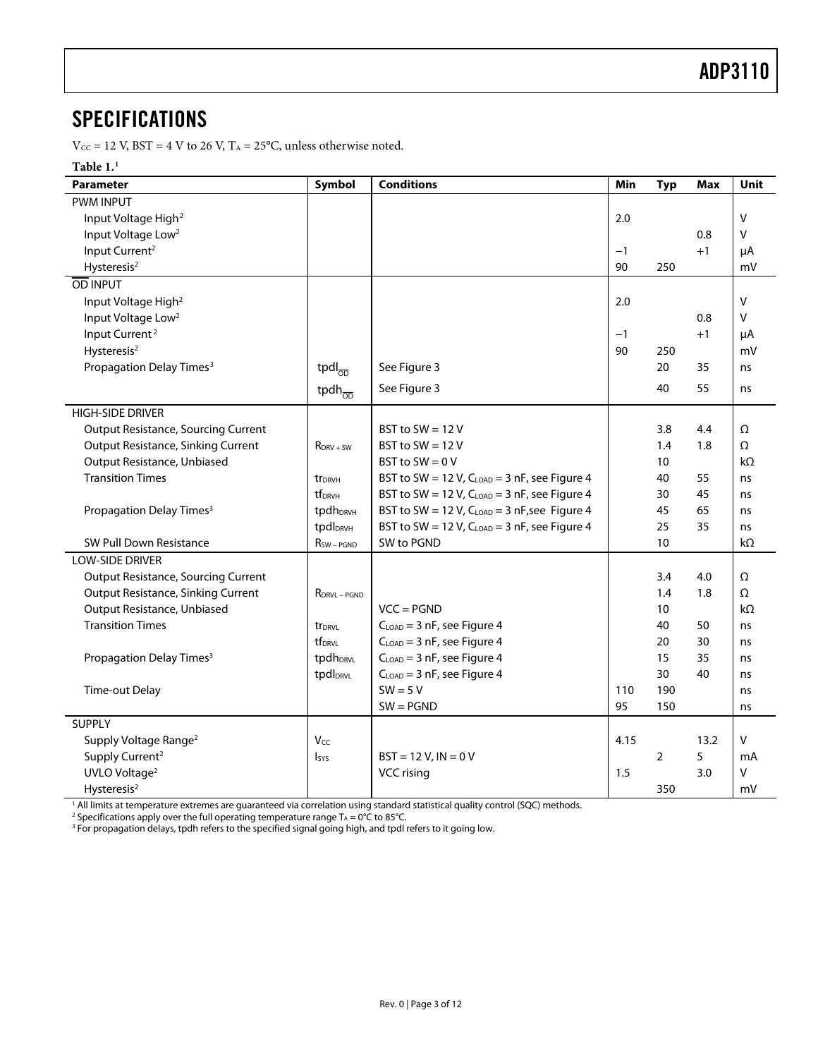## SPECIFICATIONS

$V_{CC}$ = 12 V, BST = 4 V to 26 V, $T_A$ = 25°C, unless otherwise noted.

**Table 1.**[1]

| Parameter | Symbol | Conditions | Min | Typ | Max | Unit |
|---|---|---|---|---|---|---|
| PWM INPUT | | | | | | |
| Input Voltage High[2] | | | 2.0 | | | V |
| Input Voltage Low[2] | | | | | 0.8 | V |
| Input Current[2] | | | −1 | | +1 | μA |
| Hysteresis[2] | | | 90 | 250 | | mV |
| $\overline{OD}$ INPUT | | | | | | |
| Input Voltage High[2] | | | 2.0 | | | V |
| Input Voltage Low[2] | | | | | 0.8 | V |
| Input Current[2] | | | −1 | | +1 | μA |
| Hysteresis[2] | | | 90 | 250 | | mV |
| Propagation Delay Times[3] | $tpdl_{\overline{OD}}$ | See Figure 3 | | 20 | 35 | ns |
| | $tpdh_{\overline{OD}}$ | See Figure 3 | | 40 | 55 | ns |
| HIGH-SIDE DRIVER | | | | | | |
| Output Resistance, Sourcing Current | | BST to SW = 12 V | | 3.8 | 4.4 | Ω |
| Output Resistance, Sinking Current | $R_{DRV + SW}$ | BST to SW = 12 V | | 1.4 | 1.8 | Ω |
| Output Resistance, Unbiased | | BST to SW = 0 V | | 10 | | kΩ |
| Transition Times | $tr_{DRVH}$ | BST to SW = 12 V, $C_{LOAD}$ = 3 nF, see Figure 4 | | 40 | 55 | ns |
| | $tf_{DRVH}$ | BST to SW = 12 V, $C_{LOAD}$ = 3 nF, see Figure 4 | | 30 | 45 | ns |
| Propagation Delay Times[3] | $tpdh_{DRVH}$ | BST to SW = 12 V, $C_{LOAD}$ = 3 nF,see Figure 4 | | 45 | 65 | ns |
| | $tpdl_{DRVH}$ | BST to SW = 12 V, $C_{LOAD}$ = 3 nF, see Figure 4 | | 25 | 35 | ns |
| SW Pull Down Resistance | $R_{SW – PGND}$ | SW to PGND | | 10 | | kΩ |
| LOW-SIDE DRIVER | | | | | | |
| Output Resistance, Sourcing Current | | | | 3.4 | 4.0 | Ω |
| Output Resistance, Sinking Current | $R_{DRVL – PGND}$ | | | 1.4 | 1.8 | Ω |
| Output Resistance, Unbiased | | VCC = PGND | | 10 | | kΩ |
| Transition Times | $tr_{DRVL}$ | $C_{LOAD}$ = 3 nF, see Figure 4 | | 40 | 50 | ns |
| | $tf_{DRVL}$ | $C_{LOAD}$ = 3 nF, see Figure 4 | | 20 | 30 | ns |
| Propagation Delay Times[3] | $tpdh_{DRVL}$ | $C_{LOAD}$ = 3 nF, see Figure 4 | | 15 | 35 | ns |
| | $tpdl_{DRVL}$ | $C_{LOAD}$ = 3 nF, see Figure 4 | | 30 | 40 | ns |
| Time-out Delay | | SW = 5 V | 110 | 190 | | ns |
| | | SW = PGND | 95 | 150 | | ns |
| SUPPLY | | | | | | |
| Supply Voltage Range[2] | $V_{CC}$ | | 4.15 | | 13.2 | V |
| Supply Current[2] | $I_{SYS}$ | BST = 12 V, IN = 0 V | | 2 | 5 | mA |
| UVLO Voltage[2] | | VCC rising | 1.5 | | 3.0 | V |
| Hysteresis[2] | | | | 350 | | mV |

[1] All limits at temperature extremes are guaranteed via correlation using standard statistical quality control (SQC) methods.
[2] Specifications apply over the full operating temperature range $T_A$ = 0°C to 85°C.
[3] For propagation delays, tpdh refers to the specified signal going high, and tpdl refers to it going low.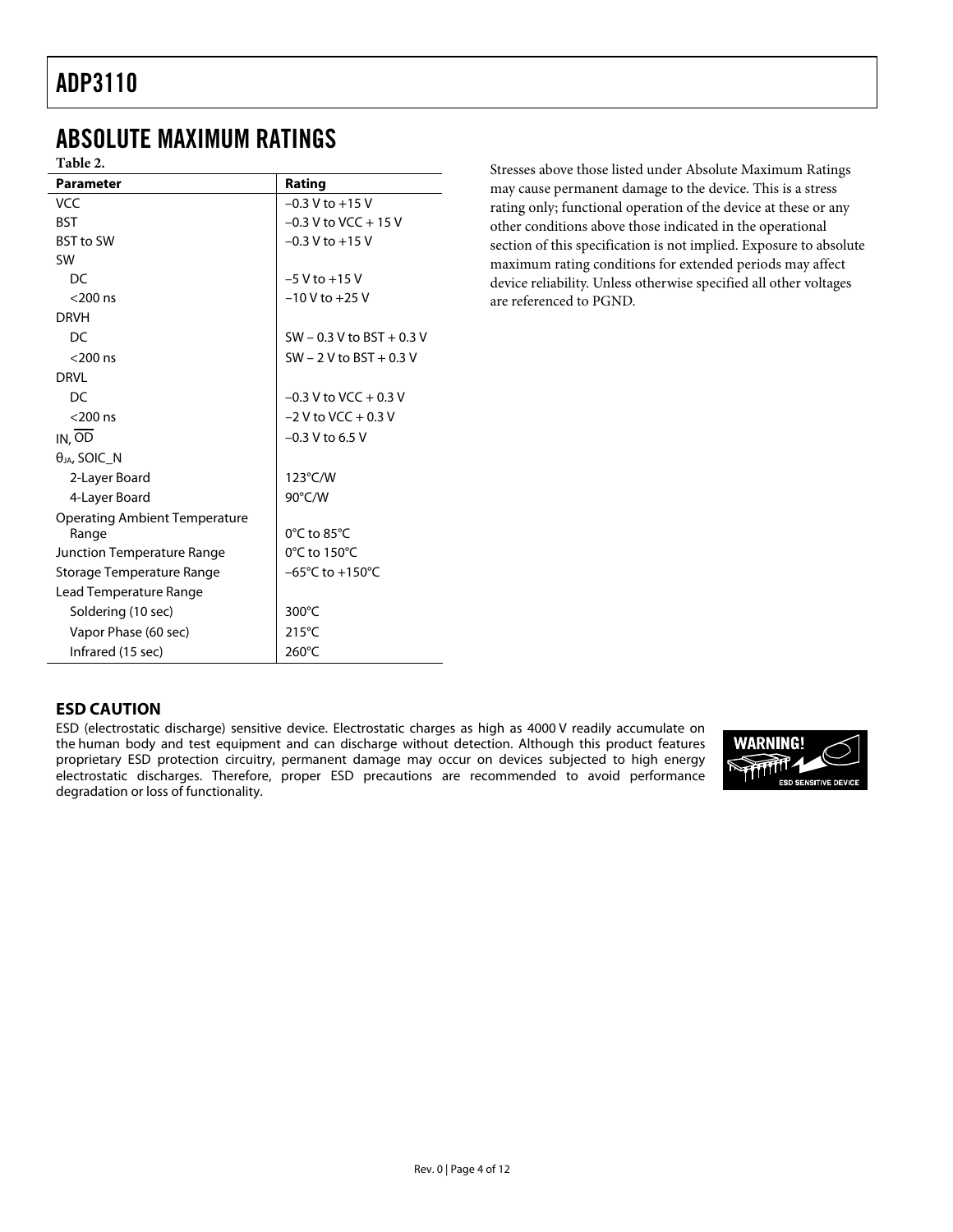## ABSOLUTE MAXIMUM RATINGS

Table 2.

| Parameter | Rating |
|---|---|
| VCC | −0.3 V to +15 V |
| BST | −0.3 V to VCC + 15 V |
| BST to SW | −0.3 V to +15 V |
| SW | |
| DC | −5 V to +15 V |
| <200 ns | −10 V to +25 V |
| DRVH | |
| DC | SW − 0.3 V to BST + 0.3 V |
| <200 ns | SW − 2 V to BST + 0.3 V |
| DRVL | |
| DC | −0.3 V to VCC + 0.3 V |
| <200 ns | −2 V to VCC + 0.3 V |
| IN, $\overline{OD}$ | −0.3 V to 6.5 V |
| $\theta_{JA}$, SOIC_N | |
| 2-Layer Board | 123°C/W |
| 4-Layer Board | 90°C/W |
| Operating Ambient Temperature Range | 0°C to 85°C |
| Junction Temperature Range | 0°C to 150°C |
| Storage Temperature Range | −65°C to +150°C |
| Lead Temperature Range | |
| Soldering (10 sec) | 300°C |
| Vapor Phase (60 sec) | 215°C |
| Infrared (15 sec) | 260°C |

Stresses above those listed under Absolute Maximum Ratings may cause permanent damage to the device. This is a stress rating only; functional operation of the device at these or any other conditions above those indicated in the operational section of this specification is not implied. Exposure to absolute maximum rating conditions for extended periods may affect device reliability. Unless otherwise specified all other voltages are referenced to PGND.

### ESD CAUTION

ESD (electrostatic discharge) sensitive device. Electrostatic charges as high as 4000 V readily accumulate on the human body and test equipment and can discharge without detection. Although this product features proprietary ESD protection circuitry, permanent damage may occur on devices subjected to high energy electrostatic discharges. Therefore, proper ESD precautions are recommended to avoid performance degradation or loss of functionality.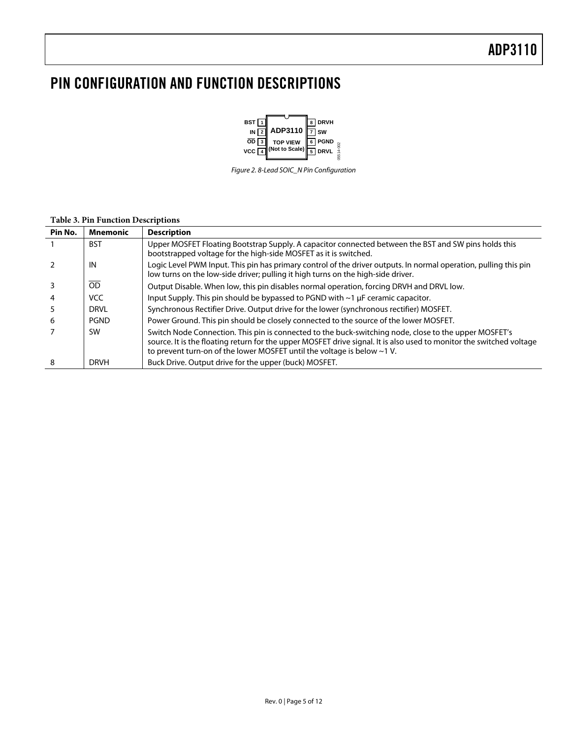# PIN CONFIGURATION AND FUNCTION DESCRIPTIONS

Figure 2. 8-Lead SOIC_N Pin Configuration

**Table 3. Pin Function Descriptions**

| Pin No. | Mnemonic | Description |
|---|---|---|
| 1 | BST | Upper MOSFET Floating Bootstrap Supply. A capacitor connected between the BST and SW pins holds this bootstrapped voltage for the high-side MOSFET as it is switched. |
| 2 | IN | Logic Level PWM Input. This pin has primary control of the driver outputs. In normal operation, pulling this pin low turns on the low-side driver; pulling it high turns on the high-side driver. |
| 3 | $\overline{OD}$ | Output Disable. When low, this pin disables normal operation, forcing DRVH and DRVL low. |
| 4 | VCC | Input Supply. This pin should be bypassed to PGND with ~1 μF ceramic capacitor. |
| 5 | DRVL | Synchronous Rectifier Drive. Output drive for the lower (synchronous rectifier) MOSFET. |
| 6 | PGND | Power Ground. This pin should be closely connected to the source of the lower MOSFET. |
| 7 | SW | Switch Node Connection. This pin is connected to the buck-switching node, close to the upper MOSFET's source. It is the floating return for the upper MOSFET drive signal. It is also used to monitor the switched voltage to prevent turn-on of the lower MOSFET until the voltage is below ~1 V. |
| 8 | DRVH | Buck Drive. Output drive for the upper (buck) MOSFET. |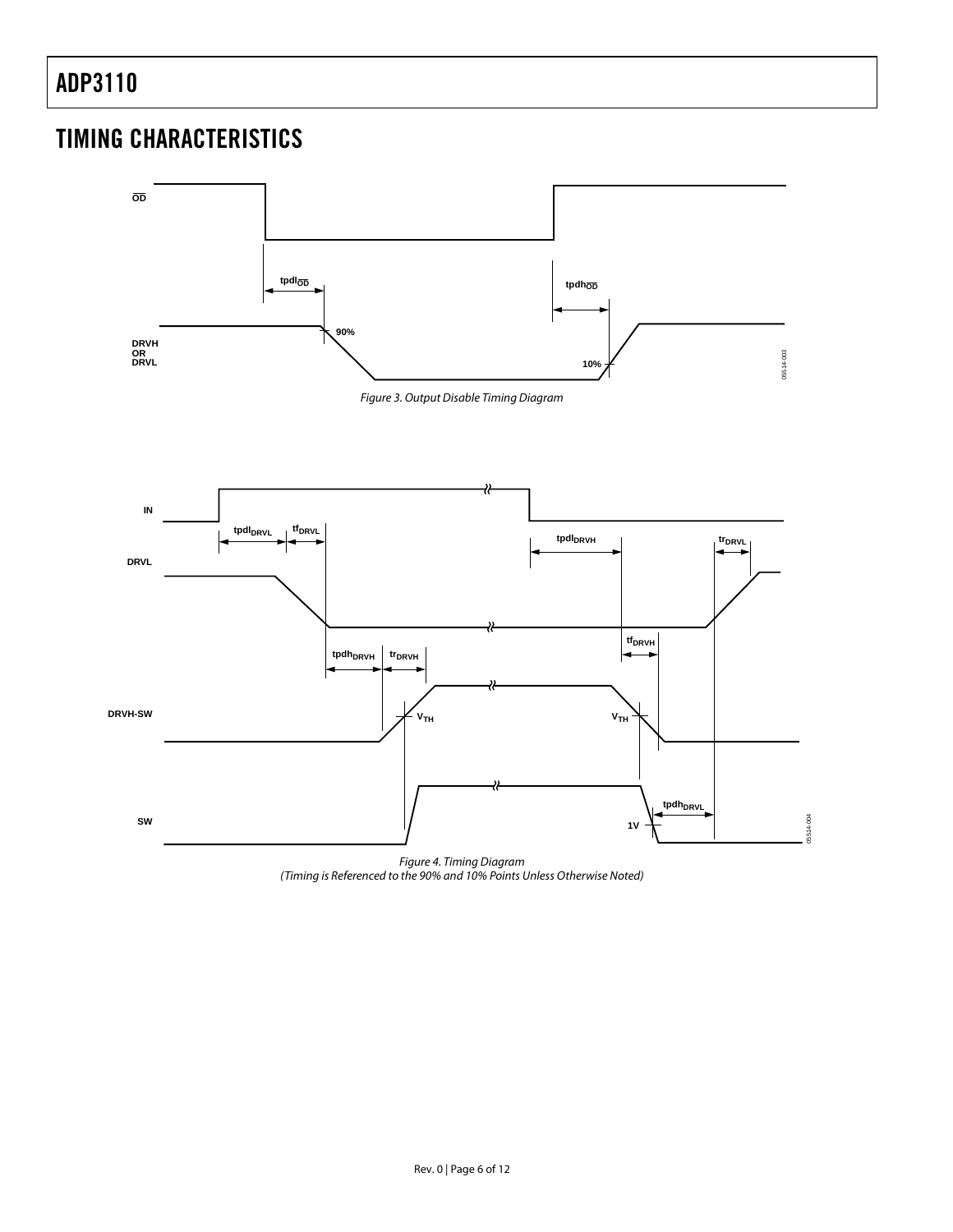## TIMING CHARACTERISTICS

Figure 3. Output Disable Timing Diagram

Figure 4. Timing Diagram
(Timing is Referenced to the 90% and 10% Points Unless Otherwise Noted)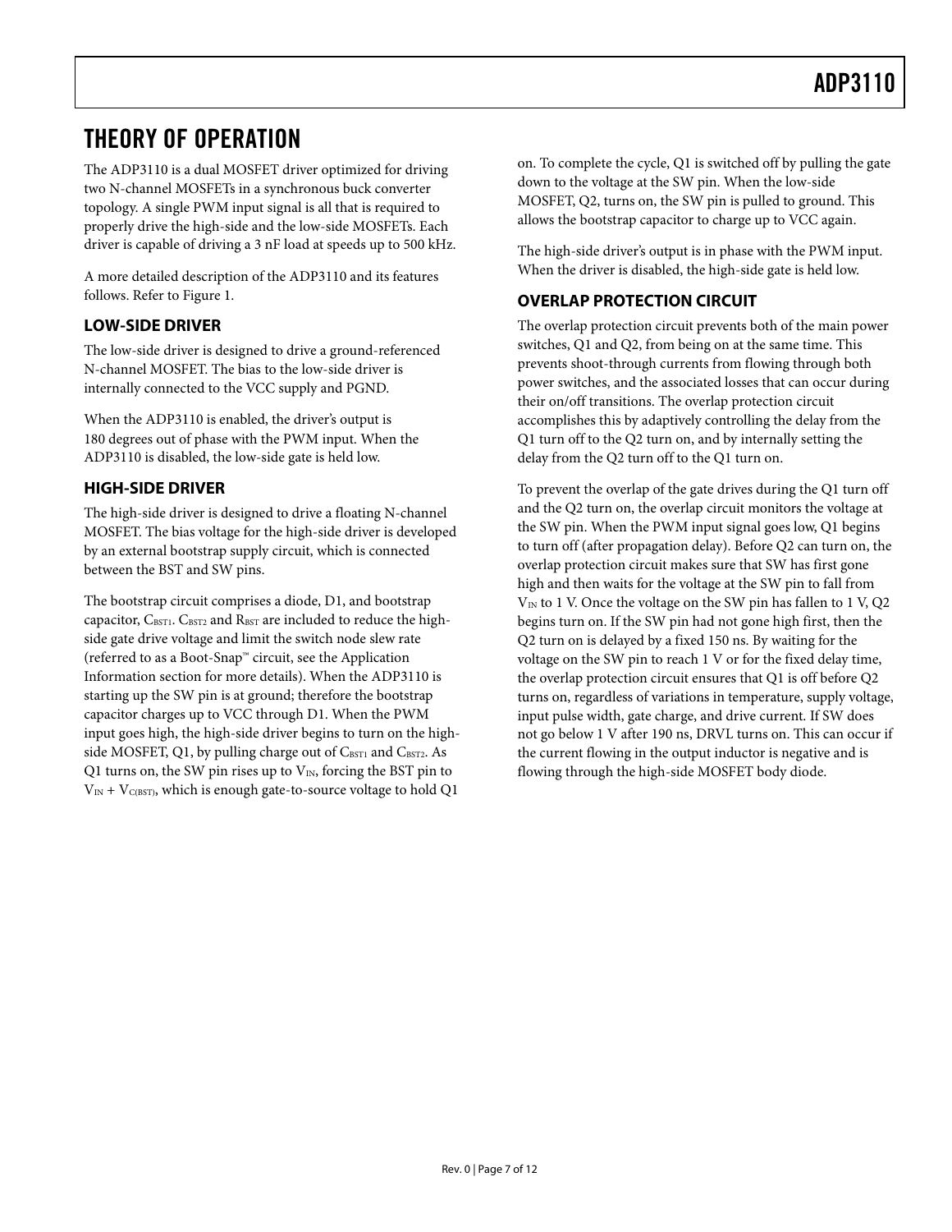# THEORY OF OPERATION

The ADP3110 is a dual MOSFET driver optimized for driving two N-channel MOSFETs in a synchronous buck converter topology. A single PWM input signal is all that is required to properly drive the high-side and the low-side MOSFETs. Each driver is capable of driving a 3 nF load at speeds up to 500 kHz.

A more detailed description of the ADP3110 and its features follows. Refer to Figure 1.

## LOW-SIDE DRIVER

The low-side driver is designed to drive a ground-referenced N-channel MOSFET. The bias to the low-side driver is internally connected to the VCC supply and PGND.

When the ADP3110 is enabled, the driver's output is 180 degrees out of phase with the PWM input. When the ADP3110 is disabled, the low-side gate is held low.

## HIGH-SIDE DRIVER

The high-side driver is designed to drive a floating N-channel MOSFET. The bias voltage for the high-side driver is developed by an external bootstrap supply circuit, which is connected between the BST and SW pins.

The bootstrap circuit comprises a diode, D1, and bootstrap capacitor, $C_{BST1}$. $C_{BST2}$ and $R_{BST}$ are included to reduce the high-side gate drive voltage and limit the switch node slew rate (referred to as a Boot-Snap™ circuit, see the Application Information section for more details). When the ADP3110 is starting up the SW pin is at ground; therefore the bootstrap capacitor charges up to VCC through D1. When the PWM input goes high, the high-side driver begins to turn on the high-side MOSFET, Q1, by pulling charge out of $C_{BST1}$ and $C_{BST2}$. As Q1 turns on, the SW pin rises up to $V_{IN}$, forcing the BST pin to $V_{IN} + V_{C(BST)}$, which is enough gate-to-source voltage to hold Q1 on. To complete the cycle, Q1 is switched off by pulling the gate down to the voltage at the SW pin. When the low-side MOSFET, Q2, turns on, the SW pin is pulled to ground. This allows the bootstrap capacitor to charge up to VCC again.

The high-side driver's output is in phase with the PWM input. When the driver is disabled, the high-side gate is held low.

## OVERLAP PROTECTION CIRCUIT

The overlap protection circuit prevents both of the main power switches, Q1 and Q2, from being on at the same time. This prevents shoot-through currents from flowing through both power switches, and the associated losses that can occur during their on/off transitions. The overlap protection circuit accomplishes this by adaptively controlling the delay from the Q1 turn off to the Q2 turn on, and by internally setting the delay from the Q2 turn off to the Q1 turn on.

To prevent the overlap of the gate drives during the Q1 turn off and the Q2 turn on, the overlap circuit monitors the voltage at the SW pin. When the PWM input signal goes low, Q1 begins to turn off (after propagation delay). Before Q2 can turn on, the overlap protection circuit makes sure that SW has first gone high and then waits for the voltage at the SW pin to fall from $V_{IN}$ to 1 V. Once the voltage on the SW pin has fallen to 1 V, Q2 begins turn on. If the SW pin had not gone high first, then the Q2 turn on is delayed by a fixed 150 ns. By waiting for the voltage on the SW pin to reach 1 V or for the fixed delay time, the overlap protection circuit ensures that Q1 is off before Q2 turns on, regardless of variations in temperature, supply voltage, input pulse width, gate charge, and drive current. If SW does not go below 1 V after 190 ns, DRVL turns on. This can occur if the current flowing in the output inductor is negative and is flowing through the high-side MOSFET body diode.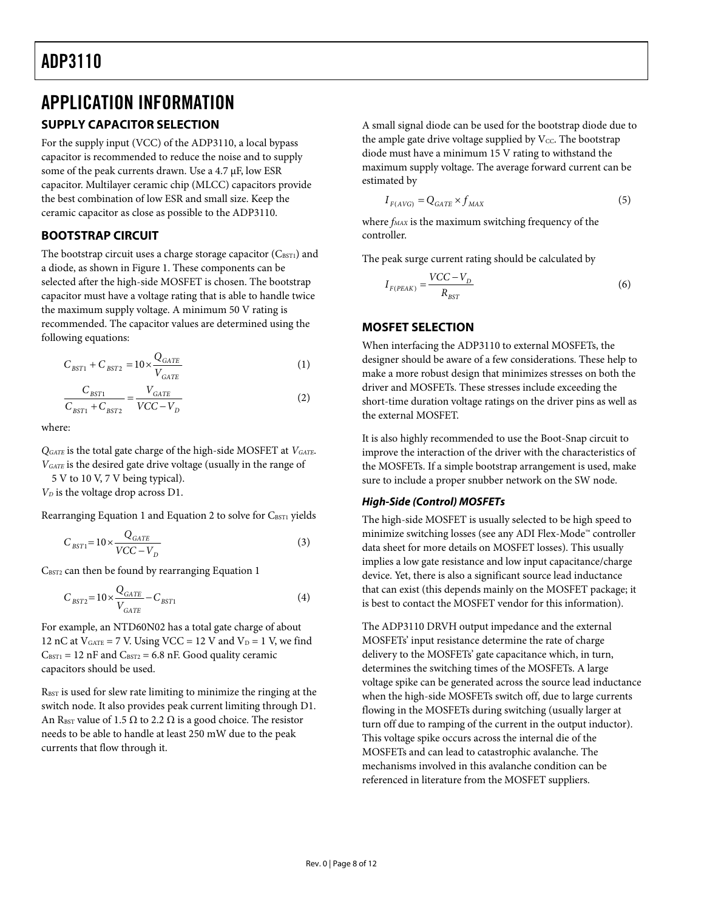# APPLICATION INFORMATION

## SUPPLY CAPACITOR SELECTION

For the supply input (VCC) of the ADP3110, a local bypass capacitor is recommended to reduce the noise and to supply some of the peak currents drawn. Use a 4.7 μF, low ESR capacitor. Multilayer ceramic chip (MLCC) capacitors provide the best combination of low ESR and small size. Keep the ceramic capacitor as close as possible to the ADP3110.

## BOOTSTRAP CIRCUIT

The bootstrap circuit uses a charge storage capacitor ($C_{BST1}$) and a diode, as shown in Figure 1. These components can be selected after the high-side MOSFET is chosen. The bootstrap capacitor must have a voltage rating that is able to handle twice the maximum supply voltage. A minimum 50 V rating is recommended. The capacitor values are determined using the following equations:

$$C_{BST1} + C_{BST2} = 10 \times \frac{Q_{GATE}}{V_{GATE}} \tag{1}$$

$$\frac{C_{BST1}}{C_{BST1} + C_{BST2}} = \frac{V_{GATE}}{VCC - V_D} \tag{2}$$

where:

$Q_{GATE}$ is the total gate charge of the high-side MOSFET at $V_{GATE}$.
$V_{GATE}$ is the desired gate drive voltage (usually in the range of 5 V to 10 V, 7 V being typical).
$V_D$ is the voltage drop across D1.

Rearranging Equation 1 and Equation 2 to solve for $C_{BST1}$ yields

$$C_{BST1} = 10 \times \frac{Q_{GATE}}{VCC - V_D} \tag{3}$$

$C_{BST2}$ can then be found by rearranging Equation 1

$$C_{BST2} = 10 \times \frac{Q_{GATE}}{V_{GATE}} - C_{BST1} \tag{4}$$

For example, an NTD60N02 has a total gate charge of about 12 nC at $V_{GATE}$ = 7 V. Using VCC = 12 V and $V_D$ = 1 V, we find $C_{BST1}$ = 12 nF and $C_{BST2}$ = 6.8 nF. Good quality ceramic capacitors should be used.

$R_{BST}$ is used for slew rate limiting to minimize the ringing at the switch node. It also provides peak current limiting through D1. An $R_{BST}$ value of 1.5 Ω to 2.2 Ω is a good choice. The resistor needs to be able to handle at least 250 mW due to the peak currents that flow through it.

A small signal diode can be used for the bootstrap diode due to the ample gate drive voltage supplied by $V_{CC}$. The bootstrap diode must have a minimum 15 V rating to withstand the maximum supply voltage. The average forward current can be estimated by

$$I_{F(AVG)} = Q_{GATE} \times f_{MAX} \tag{5}$$

where $f_{MAX}$ is the maximum switching frequency of the controller.

The peak surge current rating should be calculated by

$$I_{F(PEAK)} = \frac{VCC - V_D}{R_{BST}} \tag{6}$$

## MOSFET SELECTION

When interfacing the ADP3110 to external MOSFETs, the designer should be aware of a few considerations. These help to make a more robust design that minimizes stresses on both the driver and MOSFETs. These stresses include exceeding the short-time duration voltage ratings on the driver pins as well as the external MOSFET.

It is also highly recommended to use the Boot-Snap circuit to improve the interaction of the driver with the characteristics of the MOSFETs. If a simple bootstrap arrangement is used, make sure to include a proper snubber network on the SW node.

### *High-Side (Control) MOSFETs*

The high-side MOSFET is usually selected to be high speed to minimize switching losses (see any ADI Flex-Mode™ controller data sheet for more details on MOSFET losses). This usually implies a low gate resistance and low input capacitance/charge device. Yet, there is also a significant source lead inductance that can exist (this depends mainly on the MOSFET package; it is best to contact the MOSFET vendor for this information).

The ADP3110 DRVH output impedance and the external MOSFETs' input resistance determine the rate of charge delivery to the MOSFETs' gate capacitance which, in turn, determines the switching times of the MOSFETs. A large voltage spike can be generated across the source lead inductance when the high-side MOSFETs switch off, due to large currents flowing in the MOSFETs during switching (usually larger at turn off due to ramping of the current in the output inductor). This voltage spike occurs across the internal die of the MOSFETs and can lead to catastrophic avalanche. The mechanisms involved in this avalanche condition can be referenced in literature from the MOSFET suppliers.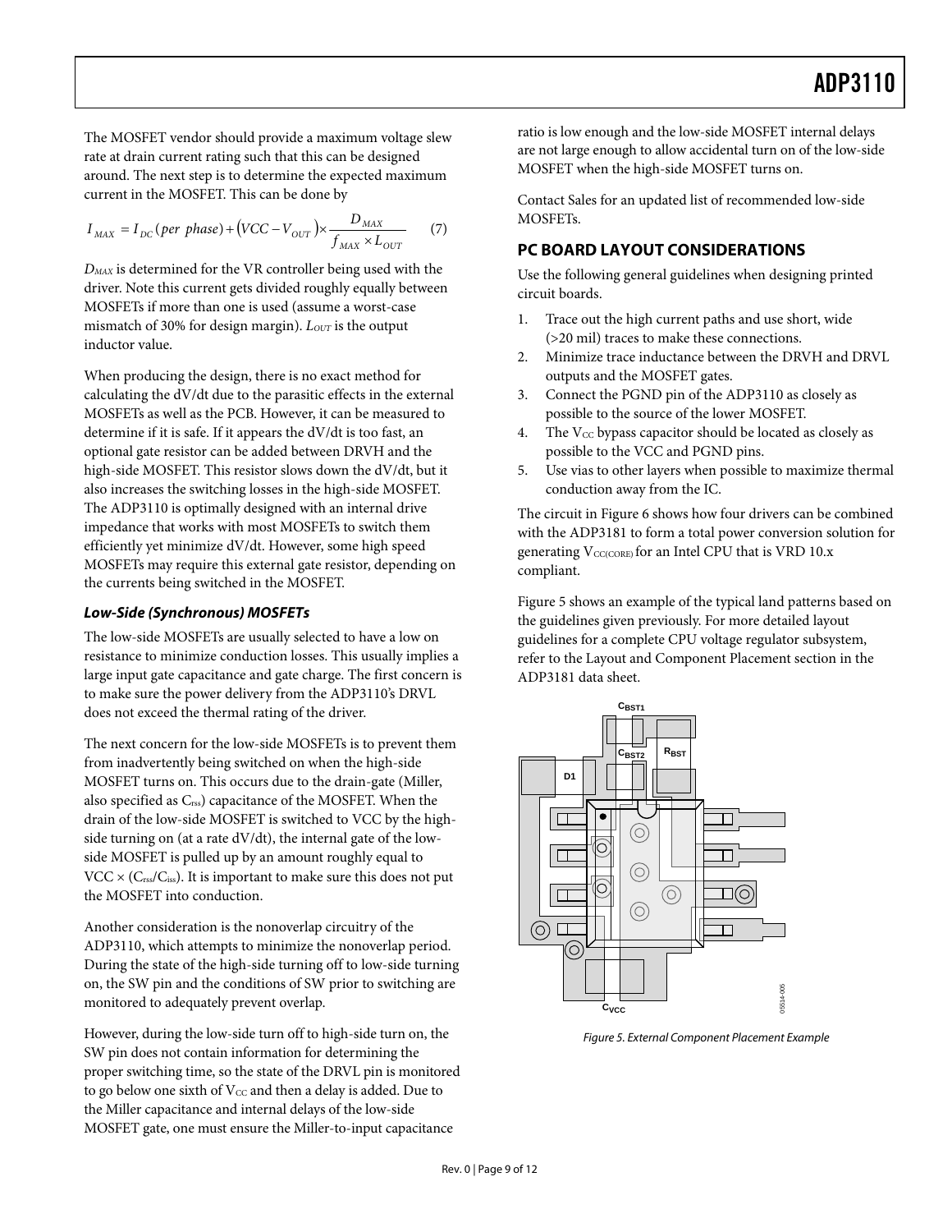The MOSFET vendor should provide a maximum voltage slew rate at drain current rating such that this can be designed around. The next step is to determine the expected maximum current in the MOSFET. This can be done by

$$I_{MAX} = I_{DC}(per\ phase) + (VCC - V_{OUT}) \times \frac{D_{MAX}}{f_{MAX} \times L_{OUT}} \quad (7)$$

$D_{MAX}$ is determined for the VR controller being used with the driver. Note this current gets divided roughly equally between MOSFETs if more than one is used (assume a worst-case mismatch of 30% for design margin). $L_{OUT}$ is the output inductor value.

When producing the design, there is no exact method for calculating the dV/dt due to the parasitic effects in the external MOSFETs as well as the PCB. However, it can be measured to determine if it is safe. If it appears the dV/dt is too fast, an optional gate resistor can be added between DRVH and the high-side MOSFET. This resistor slows down the dV/dt, but it also increases the switching losses in the high-side MOSFET. The ADP3110 is optimally designed with an internal drive impedance that works with most MOSFETs to switch them efficiently yet minimize dV/dt. However, some high speed MOSFETs may require this external gate resistor, depending on the currents being switched in the MOSFET.

### *Low-Side (Synchronous) MOSFETs*

The low-side MOSFETs are usually selected to have a low on resistance to minimize conduction losses. This usually implies a large input gate capacitance and gate charge. The first concern is to make sure the power delivery from the ADP3110's DRVL does not exceed the thermal rating of the driver.

The next concern for the low-side MOSFETs is to prevent them from inadvertently being switched on when the high-side MOSFET turns on. This occurs due to the drain-gate (Miller, also specified as $C_{rss}$) capacitance of the MOSFET. When the drain of the low-side MOSFET is switched to VCC by the high-side turning on (at a rate dV/dt), the internal gate of the low-side MOSFET is pulled up by an amount roughly equal to $VCC \times (C_{rss}/C_{iss})$. It is important to make sure this does not put the MOSFET into conduction.

Another consideration is the nonoverlap circuitry of the ADP3110, which attempts to minimize the nonoverlap period. During the state of the high-side turning off to low-side turning on, the SW pin and the conditions of SW prior to switching are monitored to adequately prevent overlap.

However, during the low-side turn off to high-side turn on, the SW pin does not contain information for determining the proper switching time, so the state of the DRVL pin is monitored to go below one sixth of $V_{CC}$ and then a delay is added. Due to the Miller capacitance and internal delays of the low-side MOSFET gate, one must ensure the Miller-to-input capacitance ratio is low enough and the low-side MOSFET internal delays are not large enough to allow accidental turn on of the low-side MOSFET when the high-side MOSFET turns on.

Contact Sales for an updated list of recommended low-side MOSFETs.

## PC BOARD LAYOUT CONSIDERATIONS

Use the following general guidelines when designing printed circuit boards.

1. Trace out the high current paths and use short, wide (>20 mil) traces to make these connections.
2. Minimize trace inductance between the DRVH and DRVL outputs and the MOSFET gates.
3. Connect the PGND pin of the ADP3110 as closely as possible to the source of the lower MOSFET.
4. The $V_{CC}$ bypass capacitor should be located as closely as possible to the VCC and PGND pins.
5. Use vias to other layers when possible to maximize thermal conduction away from the IC.

The circuit in Figure 6 shows how four drivers can be combined with the ADP3181 to form a total power conversion solution for generating $V_{CC(CORE)}$ for an Intel CPU that is VRD 10.x compliant.

Figure 5 shows an example of the typical land patterns based on the guidelines given previously. For more detailed layout guidelines for a complete CPU voltage regulator subsystem, refer to the Layout and Component Placement section in the ADP3181 data sheet.

*Figure 5. External Component Placement Example*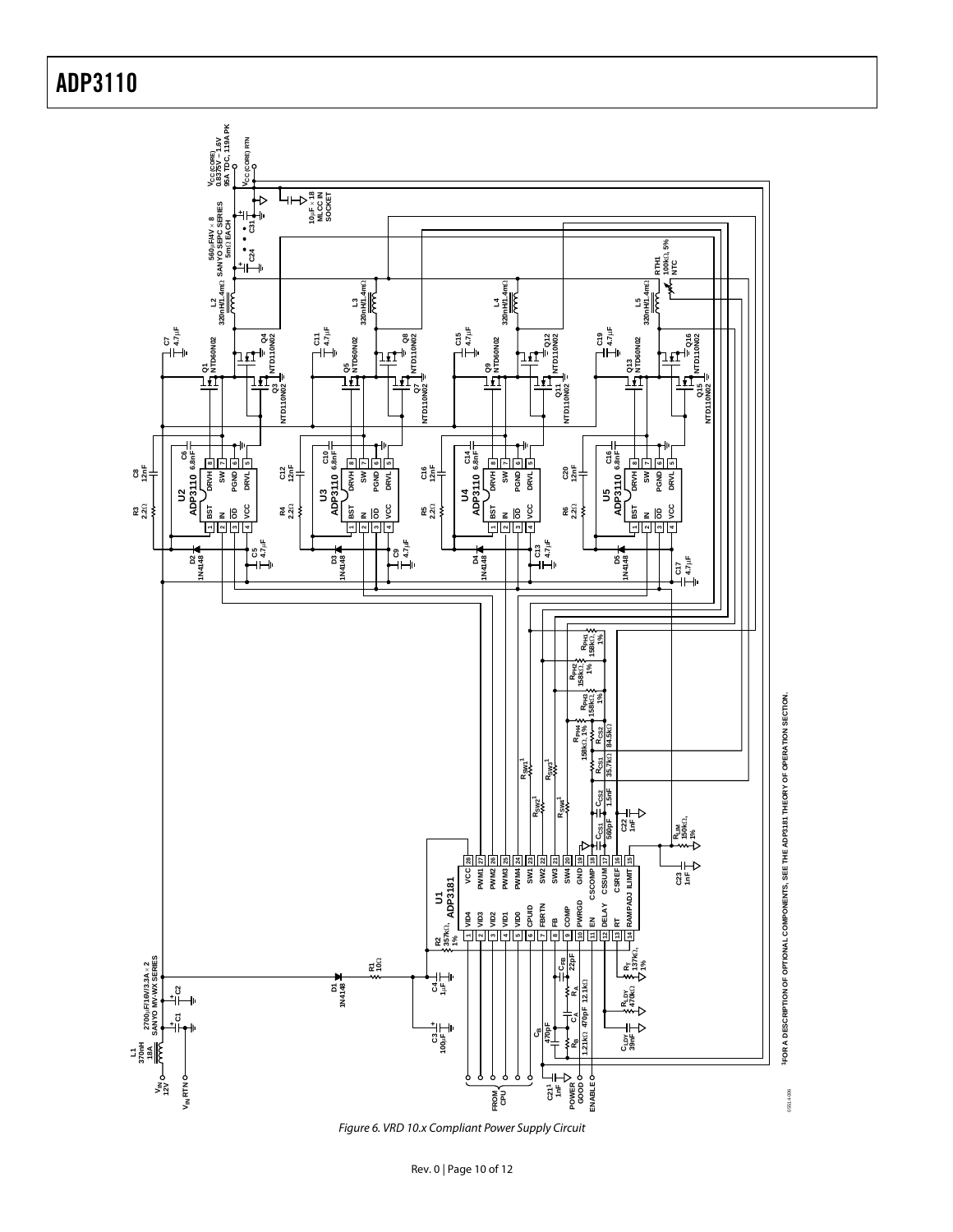Figure 6. VRD 10.x Compliant Power Supply Circuit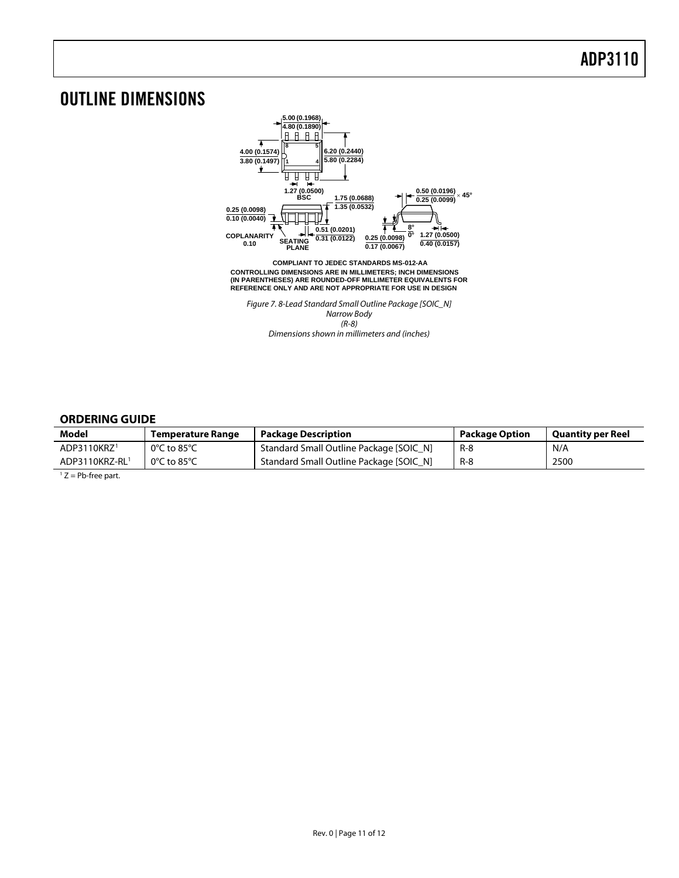# OUTLINE DIMENSIONS

COMPLIANT TO JEDEC STANDARDS MS-012-AA
CONTROLLING DIMENSIONS ARE IN MILLIMETERS; INCH DIMENSIONS (IN PARENTHESES) ARE ROUNDED-OFF MILLIMETER EQUIVALENTS FOR REFERENCE ONLY AND ARE NOT APPROPRIATE FOR USE IN DESIGN

*Figure 7. 8-Lead Standard Small Outline Package [SOIC_N] Narrow Body (R-8) Dimensions shown in millimeters and (inches)*

## ORDERING GUIDE

| Model | Temperature Range | Package Description | Package Option | Quantity per Reel |
|---|---|---|---|---|
| ADP3110KRZ[1] | 0°C to 85°C | Standard Small Outline Package [SOIC_N] | R-8 | N/A |
| ADP3110KRZ-RL[1] | 0°C to 85°C | Standard Small Outline Package [SOIC_N] | R-8 | 2500 |

[1] Z = Pb-free part.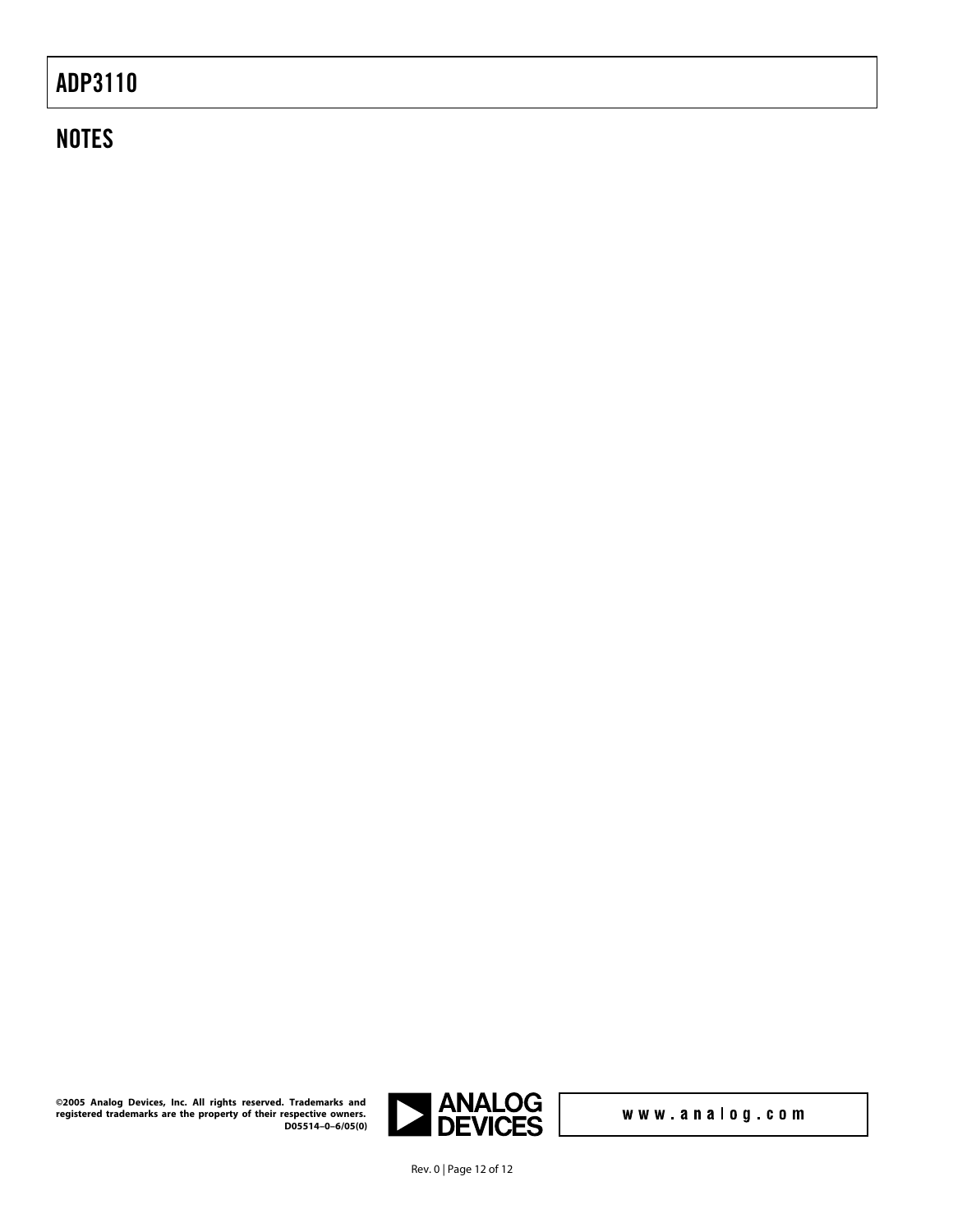## NOTES

©2005 Analog Devices, Inc. All rights reserved. Trademarks and registered trademarks are the property of their respective owners.
D05514–0–6/05(0)

www.analog.com